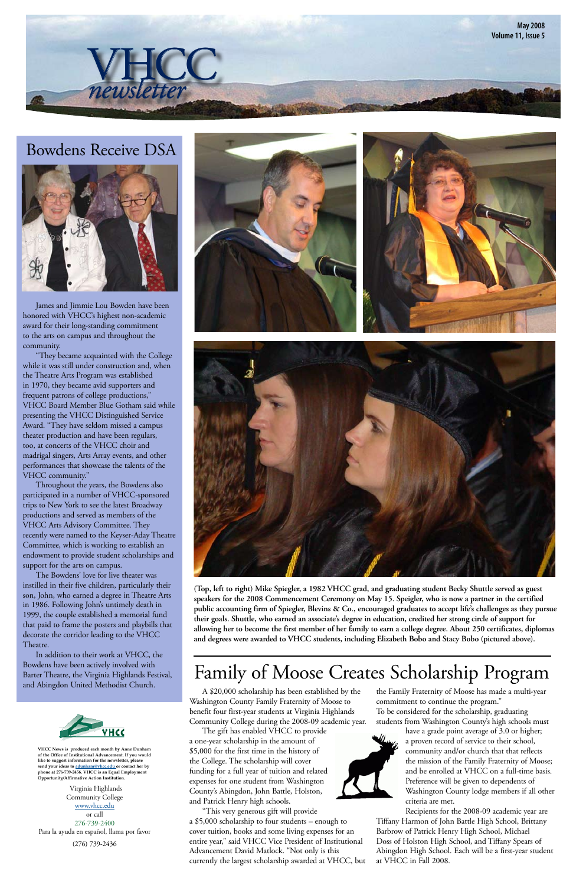# VHCC newsletter

May 2008
Volume 11, Issue 5

## Bowdens Receive DSA

James and Jimmie Lou Bowden have been honored with VHCC's highest non-academic award for their long-standing commitment to the arts on campus and throughout the community.

"They became acquainted with the College while it was still under construction and, when the Theatre Arts Program was established in 1970, they became avid supporters and frequent patrons of college productions," VHCC Board Member Blue Gotham said while presenting the VHCC Distinguished Service Award. "They have seldom missed a campus theater production and have been regulars, too, at concerts of the VHCC choir and madrigal singers, Arts Array events, and other performances that showcase the talents of the VHCC community."

Throughout the years, the Bowdens also participated in a number of VHCC-sponsored trips to New York to see the latest Broadway productions and served as members of the VHCC Arts Advisory Committee. They recently were named to the Keyser-Aday Theatre Committee, which is working to establish an endowment to provide student scholarships and support for the arts on campus.

The Bowdens' love for live theater was instilled in their five children, particularly their son, John, who earned a degree in Theatre Arts in 1986. Following John's untimely death in 1999, the couple established a memorial fund that paid to frame the posters and playbills that decorate the corridor leading to the VHCC Theatre.

In addition to their work at VHCC, the Bowdens have been actively involved with Barter Theatre, the Virginia Highlands Festival, and Abingdon United Methodist Church.

**(Top, left to right) Mike Spiegler, a 1982 VHCC grad, and graduating student Becky Shuttle served as guest speakers for the 2008 Commencement Ceremony on May 15. Speigler, who is now a partner in the certified public accounting firm of Spiegler, Blevins & Co., encouraged graduates to accept life's challenges as they pursue their goals. Shuttle, who earned an associate's degree in education, credited her strong circle of support for allowing her to become the first member of her family to earn a college degree. About 250 certificates, diplomas and degrees were awarded to VHCC students, including Elizabeth Bobo and Stacy Bobo (pictured above).**

## Family of Moose Creates Scholarship Program

A $20,000 scholarship has been established by the Washington County Family Fraternity of Moose to benefit four first-year students at Virginia Highlands Community College during the 2008-09 academic year.

The gift has enabled VHCC to provide a one-year scholarship in the amount of $5,000 for the first time in the history of the College. The scholarship will cover funding for a full year of tuition and related expenses for one student from Washington County's Abingdon, John Battle, Holston, and Patrick Henry high schools.

"This very generous gift will provide a $5,000 scholarship to four students – enough to cover tuition, books and some living expenses for an entire year," said VHCC Vice President of Institutional Advancement David Matlock. "Not only is this currently the largest scholarship awarded at VHCC, but the Family Fraternity of Moose has made a multi-year commitment to continue the program."

To be considered for the scholarship, graduating students from Washington County's high schools must have a grade point average of 3.0 or higher; a proven record of service to their school, community and/or church that that reflects the mission of the Family Fraternity of Moose; and be enrolled at VHCC on a full-time basis. Preference will be given to dependents of Washington County lodge members if all other criteria are met.

Recipients for the 2008-09 academic year are Tiffany Harmon of John Battle High School, Brittany Barbrow of Patrick Henry High School, Michael Doss of Holston High School, and Tiffany Spears of Abingdon High School. Each will be a first-year student at VHCC in Fall 2008.

VHCC

**VHCC News is produced each month by Anne Dunham of the Office of Institutional Advancement. If you would like to suggest information for the newsletter, please send your ideas to adunham@vhcc.edu or contact her by phone at 276-739-2456. VHCC is an Equal Employment Opportunity/Affirmative Action Institution.**

Virginia Highlands Community College
www.vhcc.edu
or call
276-739-2400
Para la ayuda en español, llama por favor
(276) 739-2436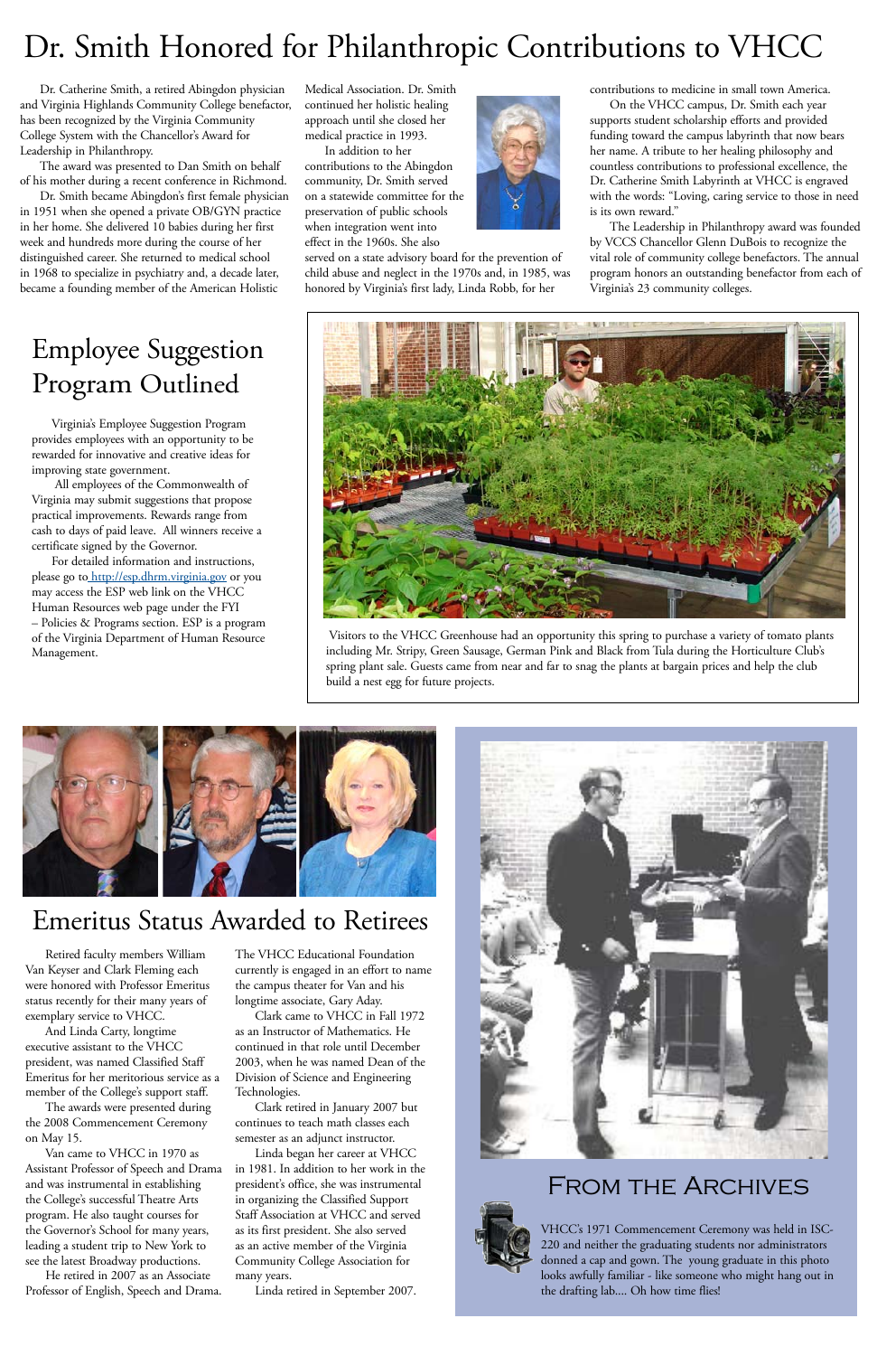# Dr. Smith Honored for Philanthropic Contributions to VHCC

Dr. Catherine Smith, a retired Abingdon physician and Virginia Highlands Community College benefactor, has been recognized by the Virginia Community College System with the Chancellor's Award for Leadership in Philanthropy.

The award was presented to Dan Smith on behalf of his mother during a recent conference in Richmond.

Dr. Smith became Abingdon's first female physician in 1951 when she opened a private OB/GYN practice in her home. She delivered 10 babies during her first week and hundreds more during the course of her distinguished career. She returned to medical school in 1968 to specialize in psychiatry and, a decade later, became a founding member of the American Holistic Medical Association. Dr. Smith continued her holistic healing approach until she closed her medical practice in 1993.

In addition to her contributions to the Abingdon community, Dr. Smith served on a statewide committee for the preservation of public schools when integration went into effect in the 1960s. She also served on a state advisory board for the prevention of child abuse and neglect in the 1970s and, in 1985, was honored by Virginia's first lady, Linda Robb, for her contributions to medicine in small town America.

On the VHCC campus, Dr. Smith each year supports student scholarship efforts and provided funding toward the campus labyrinth that now bears her name. A tribute to her healing philosophy and countless contributions to professional excellence, the Dr. Catherine Smith Labyrinth at VHCC is engraved with the words: "Loving, caring service to those in need is its own reward."

The Leadership in Philanthropy award was founded by VCCS Chancellor Glenn DuBois to recognize the vital role of community college benefactors. The annual program honors an outstanding benefactor from each of Virginia's 23 community colleges.

# Employee Suggestion Program Outlined

Virginia's Employee Suggestion Program provides employees with an opportunity to be rewarded for innovative and creative ideas for improving state government.

All employees of the Commonwealth of Virginia may submit suggestions that propose practical improvements. Rewards range from cash to days of paid leave. All winners receive a certificate signed by the Governor.

For detailed information and instructions, please go to http://esp.dhrm.virginia.gov or you may access the ESP web link on the VHCC Human Resources web page under the FYI – Policies & Programs section. ESP is a program of the Virginia Department of Human Resource Management.

Visitors to the VHCC Greenhouse had an opportunity this spring to purchase a variety of tomato plants including Mr. Stripy, Green Sausage, German Pink and Black from Tula during the Horticulture Club's spring plant sale. Guests came from near and far to snag the plants at bargain prices and help the club build a nest egg for future projects.

# Emeritus Status Awarded to Retirees

Retired faculty members William Van Keyser and Clark Fleming each were honored with Professor Emeritus status recently for their many years of exemplary service to VHCC.

And Linda Carty, longtime executive assistant to the VHCC president, was named Classified Staff Emeritus for her meritorious service as a member of the College's support staff.

The awards were presented during the 2008 Commencement Ceremony on May 15.

Van came to VHCC in 1970 as Assistant Professor of Speech and Drama and was instrumental in establishing the College's successful Theatre Arts program. He also taught courses for the Governor's School for many years, leading a student trip to New York to see the latest Broadway productions.

He retired in 2007 as an Associate Professor of English, Speech and Drama. The VHCC Educational Foundation currently is engaged in an effort to name the campus theater for Van and his longtime associate, Gary Aday.

Clark came to VHCC in Fall 1972 as an Instructor of Mathematics. He continued in that role until December 2003, when he was named Dean of the Division of Science and Engineering Technologies.

Clark retired in January 2007 but continues to teach math classes each semester as an adjunct instructor.

Linda began her career at VHCC in 1981. In addition to her work in the president's office, she was instrumental in organizing the Classified Support Staff Association at VHCC and served as its first president. She also served as an active member of the Virginia Community College Association for many years.

Linda retired in September 2007.

# From the Archives

VHCC's 1971 Commencement Ceremony was held in ISC-220 and neither the graduating students nor administrators donned a cap and gown. The young graduate in this photo looks awfully familiar - like someone who might hang out in the drafting lab.... Oh how time flies!